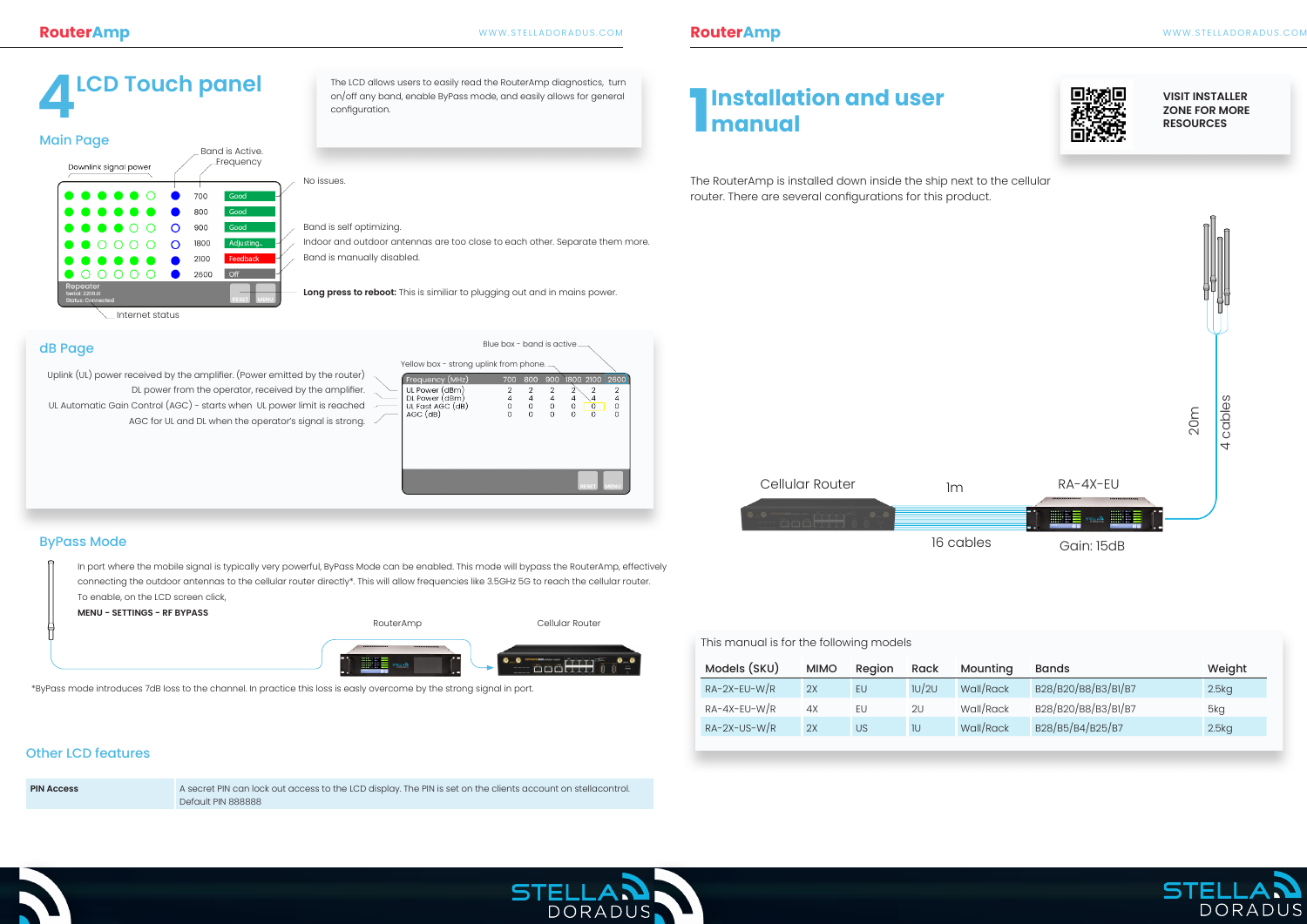# 4 LCD Touch panel

The LCD allows users to easily read the RouterAmp diagnostics, turn on/off any band, enable ByPass mode, and easily allows for general configuration.

## Main Page

Downlink signal power

Band is Active. Frequency

| Frequency | Status |
|---|---|
| 700 | Good |
| 800 | Good |
| 900 | Good |
| 1800 | Adjusting.. |
| 2100 | Feedback |
| 2600 | Off |

Repeater
Serial: 2200JI
Status: Connected

RESET MENU

Internet status

- No issues.
- Band is self optimizing.
- Indoor and outdoor antennas are too close to each other. Separate them more.
- Band is manually disabled.

**Long press to reboot:** This is similiar to plugging out and in mains power.

## dB Page

Blue box - band is active

Yellow box - strong uplink from phone.

| Frequency (MHz) | 700 | 800 | 900 | 1800 | 2100 | 2600 |
|---|---|---|---|---|---|---|
| UL Power (dBm) | 2 | 2 | 2 | 2 | 2 | 2 |
| DL Power (dBm) | 4 | 4 | 4 | 4 | 4 | 4 |
| UL Fast AGC (dB) | 0 | 0 | 0 | 0 | 0 | 0 |
| AGC (dB) | 0 | 0 | 0 | 0 | 0 | 0 |

- Uplink (UL) power received by the amplifier. (Power emitted by the router)
- DL power from the operator, received by the amplifier.
- UL Automatic Gain Control (AGC) - starts when UL power limit is reached
- AGC for UL and DL when the operator's signal is strong.

## ByPass Mode

In port where the mobile signal is typically very powerful, ByPass Mode can be enabled. This mode will bypass the RouterAmp, effectively connecting the outdoor antennas to the cellular router directly*. This will allow frequencies like 3.5GHz 5G to reach the cellular router.

To enable, on the LCD screen click,

**MENU - SETTINGS - RF BYPASS**

RouterAmp → Cellular Router

*ByPass mode introduces 7dB loss to the channel. In practice this loss is easly overcome by the strong signal in port.

## Other LCD features

| | |
|---|---|
| **PIN Access** | A secret PIN can lock out access to the LCD display. The PIN is set on the clients account on stellacontrol. Default PIN 888888 |

# 1 Installation and user manual

VISIT INSTALLER ZONE FOR MORE RESOURCES

The RouterAmp is installed down inside the ship next to the cellular router. There are several configurations for this product.

Cellular Router — 1m, 16 cables — RA-4X-EU (Gain: 15dB) — 20m, 4 cables — antennas

This manual is for the following models

| Models (SKU) | MIMO | Region | Rack | Mounting | Bands | Weight |
|---|---|---|---|---|---|---|
| RA-2X-EU-W/R | 2X | EU | 1U/2U | Wall/Rack | B28/B20/B8/B3/B1/B7 | 2.5kg |
| RA-4X-EU-W/R | 4X | EU | 2U | Wall/Rack | B28/B20/B8/B3/B1/B7 | 5kg |
| RA-2X-US-W/R | 2X | US | 1U | Wall/Rack | B28/B5/B4/B25/B7 | 2.5kg |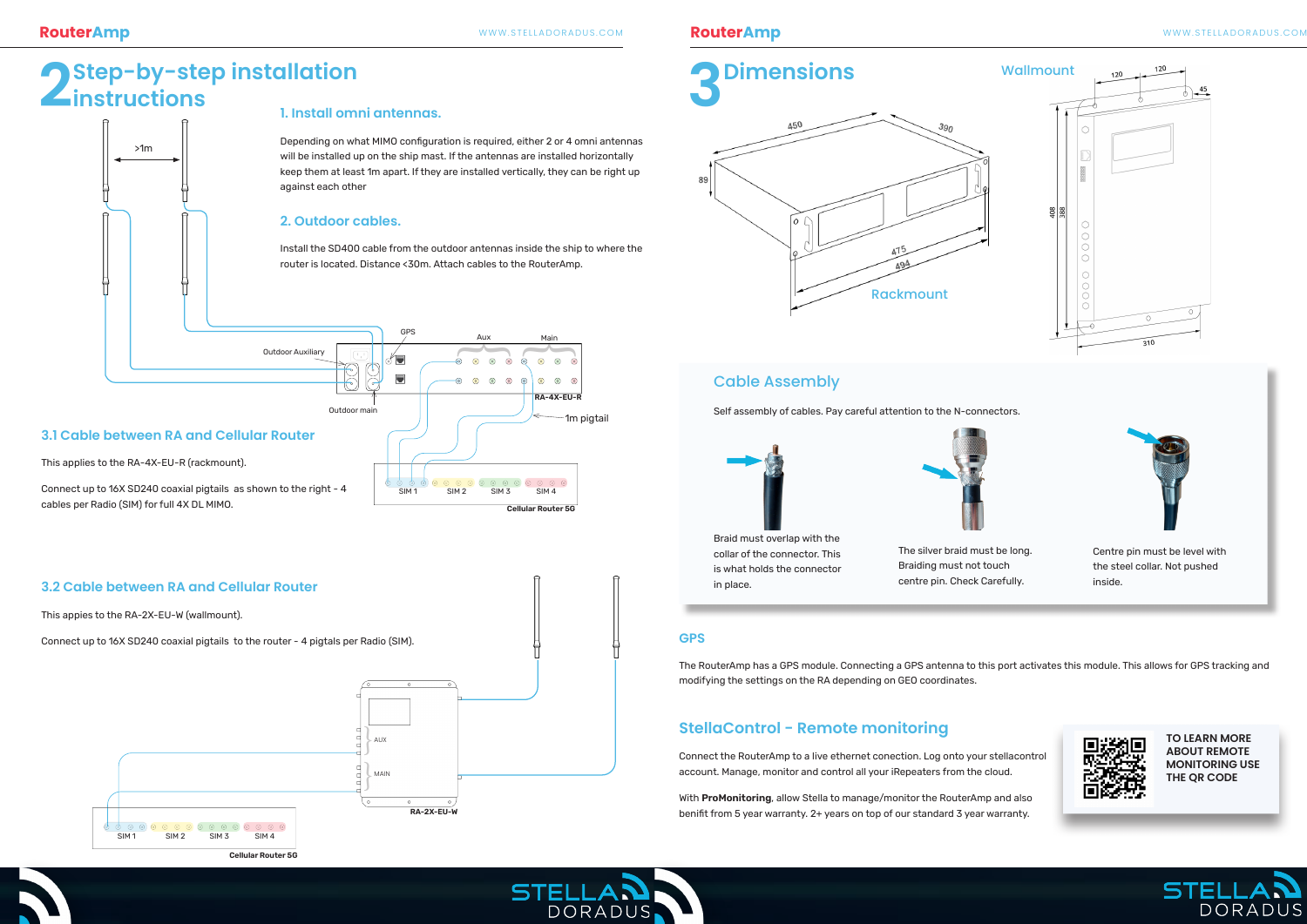# 2 Step-by-step installation instructions

## 1. Install omni antennas.

Depending on what MIMO configuration is required, either 2 or 4 omni antennas will be installed on the ship mast. If the antennas are installed horizontally keep them at least 1m apart. If they are installed vertically, they can be right up against each other

>1m

## 2. Outdoor cables.

Install the SD400 cable from the outdoor antennas inside the ship to where the router is located. Distance <30m. Attach cables to the RouterAmp.

Outdoor Auxiliary

GPS

Aux

Main

Outdoor main

RA-4X-EU-R

1m pigtail

SIM 1 SIM 2 SIM 3 SIM 4

Cellular Router 5G

### 3.1 Cable between RA and Cellular Router

This applies to the RA-4X-EU-R (rackmount).

Connect up to 16X SD240 coaxial pigtails as shown to the right - 4 cables per Radio (SIM) for full 4X DL MIMO.

### 3.2 Cable between RA and Cellular Router

This appies to the RA-2X-EU-W (wallmount).

Connect up to 16X SD240 coaxial pigtails to the router - 4 pigtals per Radio (SIM).

AUX

MAIN

RA-2X-EU-W

SIM 1 SIM 2 SIM 3 SIM 4

Cellular Router 5G

# 3 Dimensions

Rackmount

450

390

89

475

494

Wallmount

120

120

45

408

388

310

## Cable Assembly

Self assembly of cables. Pay careful attention to the N-connectors.

Braid must overlap with the collar of the connector. This is what holds the connector in place.

The silver braid must be long. Braiding must not touch centre pin. Check Carefully.

Centre pin must be level with the steel collar. Not pushed inside.

## GPS

The RouterAmp has a GPS module. Connecting a GPS antenna to this port activates this module. This allows for GPS tracking and modifying the settings on the RA depending on GEO coordinates.

## StellaControl - Remote monitoring

Connect the RouterAmp to a live ethernet conection. Log onto your stellacontrol account. Manage, monitor and control all your iRepeaters from the cloud.

With **ProMonitoring**, allow Stella to manage/monitor the RouterAmp and also benifit from 5 year warranty. 2+ years on top of our standard 3 year warranty.

**TO LEARN MORE ABOUT REMOTE MONITORING USE THE QR CODE**